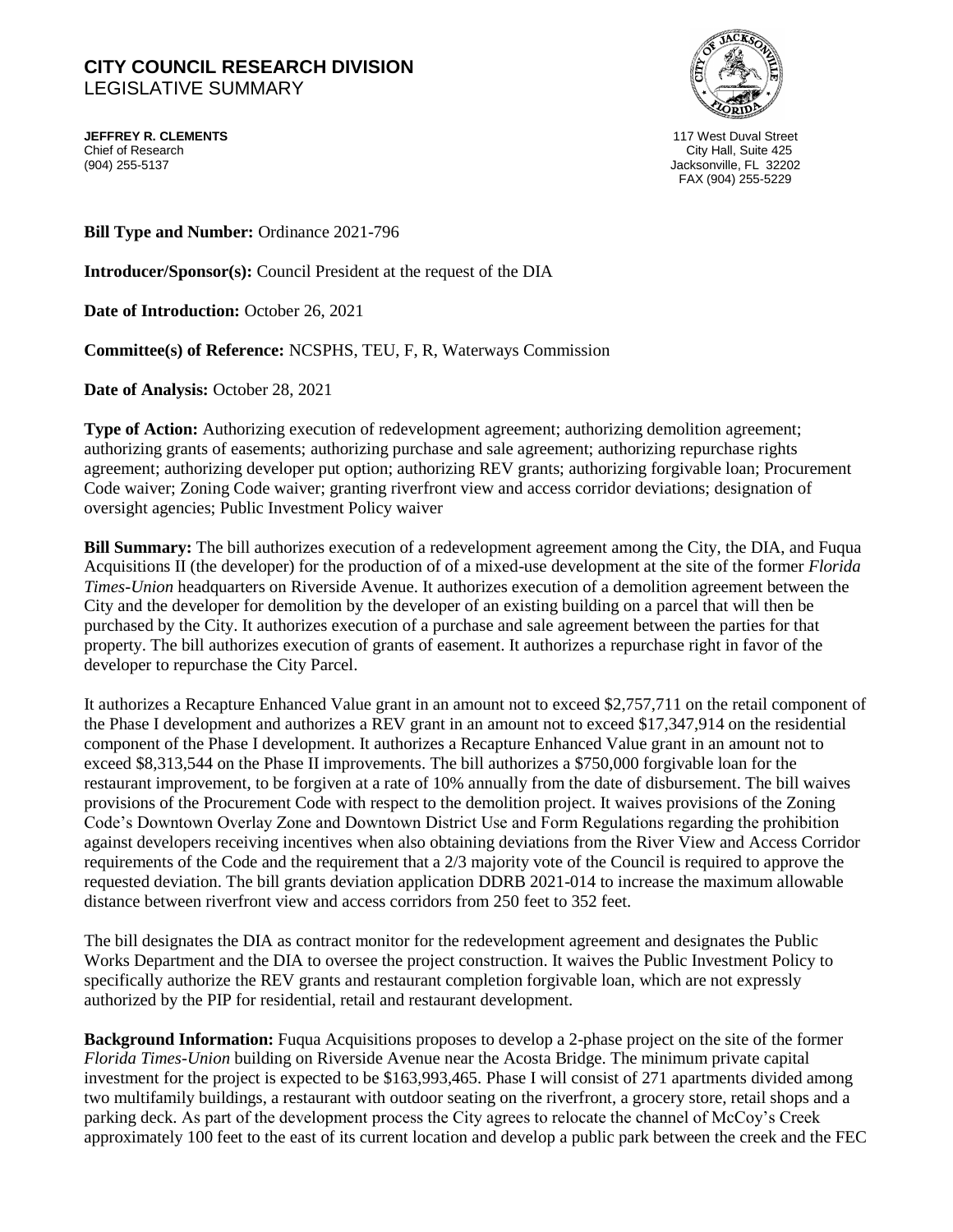# CITY COUNCIL RESEARCH DIVISION
LEGISLATIVE SUMMARY

**JEFFREY R. CLEMENTS**
Chief of Research
(904) 255-5137

117 West Duval Street
City Hall, Suite 425
Jacksonville, FL 32202
FAX (904) 255-5229

**Bill Type and Number:** Ordinance 2021-796

**Introducer/Sponsor(s):** Council President at the request of the DIA

**Date of Introduction:** October 26, 2021

**Committee(s) of Reference:** NCSPHS, TEU, F, R, Waterways Commission

**Date of Analysis:** October 28, 2021

**Type of Action:** Authorizing execution of redevelopment agreement; authorizing demolition agreement; authorizing grants of easements; authorizing purchase and sale agreement; authorizing repurchase rights agreement; authorizing developer put option; authorizing REV grants; authorizing forgivable loan; Procurement Code waiver; Zoning Code waiver; granting riverfront view and access corridor deviations; designation of oversight agencies; Public Investment Policy waiver

**Bill Summary:** The bill authorizes execution of a redevelopment agreement among the City, the DIA, and Fuqua Acquisitions II (the developer) for the production of of a mixed-use development at the site of the former *Florida Times-Union* headquarters on Riverside Avenue. It authorizes execution of a demolition agreement between the City and the developer for demolition by the developer of an existing building on a parcel that will then be purchased by the City. It authorizes execution of a purchase and sale agreement between the parties for that property. The bill authorizes execution of grants of easement. It authorizes a repurchase right in favor of the developer to repurchase the City Parcel.

It authorizes a Recapture Enhanced Value grant in an amount not to exceed $2,757,711 on the retail component of the Phase I development and authorizes a REV grant in an amount not to exceed $17,347,914 on the residential component of the Phase I development. It authorizes a Recapture Enhanced Value grant in an amount not to exceed $8,313,544 on the Phase II improvements. The bill authorizes a $750,000 forgivable loan for the restaurant improvement, to be forgiven at a rate of 10% annually from the date of disbursement. The bill waives provisions of the Procurement Code with respect to the demolition project. It waives provisions of the Zoning Code's Downtown Overlay Zone and Downtown District Use and Form Regulations regarding the prohibition against developers receiving incentives when also obtaining deviations from the River View and Access Corridor requirements of the Code and the requirement that a 2/3 majority vote of the Council is required to approve the requested deviation. The bill grants deviation application DDRB 2021-014 to increase the maximum allowable distance between riverfront view and access corridors from 250 feet to 352 feet.

The bill designates the DIA as contract monitor for the redevelopment agreement and designates the Public Works Department and the DIA to oversee the project construction. It waives the Public Investment Policy to specifically authorize the REV grants and restaurant completion forgivable loan, which are not expressly authorized by the PIP for residential, retail and restaurant development.

**Background Information:** Fuqua Acquisitions proposes to develop a 2-phase project on the site of the former *Florida Times-Union* building on Riverside Avenue near the Acosta Bridge. The minimum private capital investment for the project is expected to be $163,993,465. Phase I will consist of 271 apartments divided among two multifamily buildings, a restaurant with outdoor seating on the riverfront, a grocery store, retail shops and a parking deck. As part of the development process the City agrees to relocate the channel of McCoy's Creek approximately 100 feet to the east of its current location and develop a public park between the creek and the FEC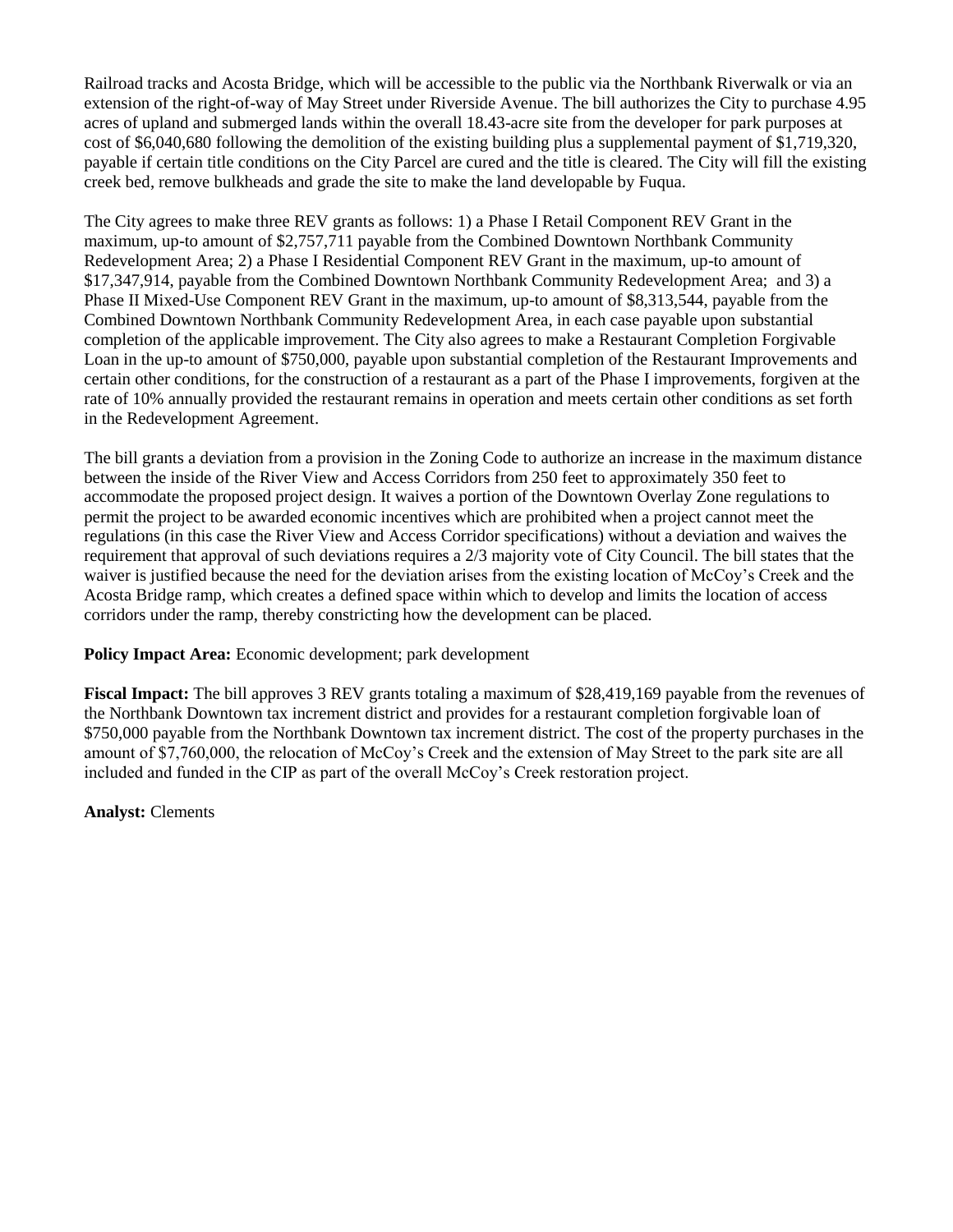Railroad tracks and Acosta Bridge, which will be accessible to the public via the Northbank Riverwalk or via an extension of the right-of-way of May Street under Riverside Avenue. The bill authorizes the City to purchase 4.95 acres of upland and submerged lands within the overall 18.43-acre site from the developer for park purposes at cost of $6,040,680 following the demolition of the existing building plus a supplemental payment of $1,719,320, payable if certain title conditions on the City Parcel are cured and the title is cleared. The City will fill the existing creek bed, remove bulkheads and grade the site to make the land developable by Fuqua.

The City agrees to make three REV grants as follows: 1) a Phase I Retail Component REV Grant in the maximum, up-to amount of $2,757,711 payable from the Combined Downtown Northbank Community Redevelopment Area; 2) a Phase I Residential Component REV Grant in the maximum, up-to amount of $17,347,914, payable from the Combined Downtown Northbank Community Redevelopment Area; and 3) a Phase II Mixed-Use Component REV Grant in the maximum, up-to amount of $8,313,544, payable from the Combined Downtown Northbank Community Redevelopment Area, in each case payable upon substantial completion of the applicable improvement. The City also agrees to make a Restaurant Completion Forgivable Loan in the up-to amount of $750,000, payable upon substantial completion of the Restaurant Improvements and certain other conditions, for the construction of a restaurant as a part of the Phase I improvements, forgiven at the rate of 10% annually provided the restaurant remains in operation and meets certain other conditions as set forth in the Redevelopment Agreement.

The bill grants a deviation from a provision in the Zoning Code to authorize an increase in the maximum distance between the inside of the River View and Access Corridors from 250 feet to approximately 350 feet to accommodate the proposed project design. It waives a portion of the Downtown Overlay Zone regulations to permit the project to be awarded economic incentives which are prohibited when a project cannot meet the regulations (in this case the River View and Access Corridor specifications) without a deviation and waives the requirement that approval of such deviations requires a 2/3 majority vote of City Council. The bill states that the waiver is justified because the need for the deviation arises from the existing location of McCoy's Creek and the Acosta Bridge ramp, which creates a defined space within which to develop and limits the location of access corridors under the ramp, thereby constricting how the development can be placed.

**Policy Impact Area:** Economic development; park development

**Fiscal Impact:** The bill approves 3 REV grants totaling a maximum of $28,419,169 payable from the revenues of the Northbank Downtown tax increment district and provides for a restaurant completion forgivable loan of $750,000 payable from the Northbank Downtown tax increment district. The cost of the property purchases in the amount of $7,760,000, the relocation of McCoy's Creek and the extension of May Street to the park site are all included and funded in the CIP as part of the overall McCoy's Creek restoration project.

**Analyst:** Clements